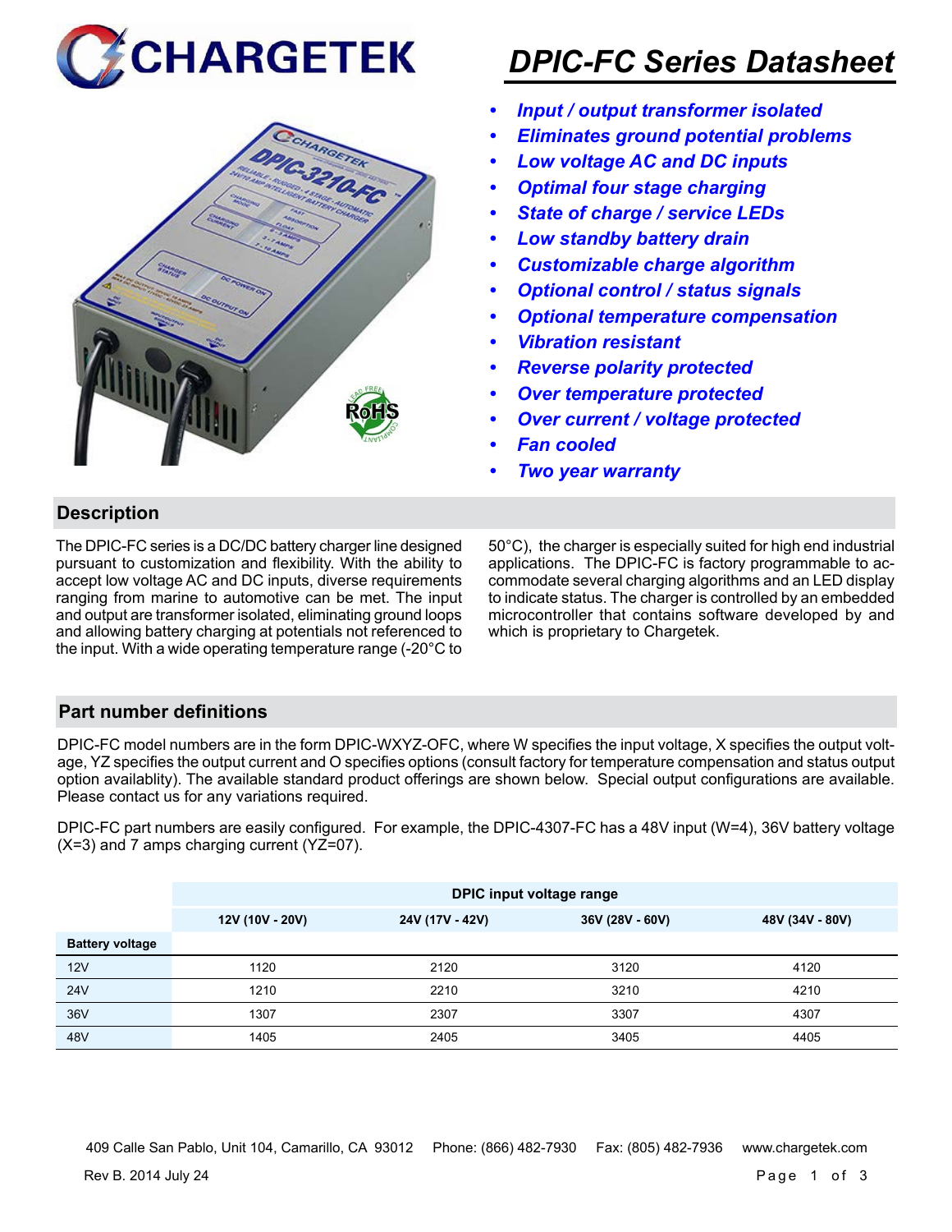# DPIC-FC Series Datasheet

- *Input / output transformer isolated*
- *Eliminates ground potential problems*
- *Low voltage AC and DC inputs*
- *Optimal four stage charging*
- *State of charge / service LEDs*
- *Low standby battery drain*
- *Customizable charge algorithm*
- *Optional control / status signals*
- *Optional temperature compensation*
- *Vibration resistant*
- *Reverse polarity protected*
- *Over temperature protected*
- *Over current / voltage protected*
- *Fan cooled*
- *Two year warranty*

## Description

The DPIC-FC series is a DC/DC battery charger line designed pursuant to customization and flexibility. With the ability to accept low voltage AC and DC inputs, diverse requirements ranging from marine to automotive can be met. The input and output are transformer isolated, eliminating ground loops and allowing battery charging at potentials not referenced to the input. With a wide operating temperature range (-20°C to 50°C), the charger is especially suited for high end industrial applications. The DPIC-FC is factory programmable to accommodate several charging algorithms and an LED display to indicate status. The charger is controlled by an embedded microcontroller that contains software developed by and which is proprietary to Chargetek.

## Part number definitions

DPIC-FC model numbers are in the form DPIC-WXYZ-OFC, where W specifies the input voltage, X specifies the output voltage, YZ specifies the output current and O specifies options (consult factory for temperature compensation and status output option availablity). The available standard product offerings are shown below. Special output configurations are available. Please contact us for any variations required.

DPIC-FC part numbers are easily configured. For example, the DPIC-4307-FC has a 48V input (W=4), 36V battery voltage (X=3) and 7 amps charging current (YZ=07).

| | DPIC input voltage range | | | |
|---|---|---|---|---|
| | 12V (10V - 20V) | 24V (17V - 42V) | 36V (28V - 60V) | 48V (34V - 80V) |
| **Battery voltage** | | | | |
| 12V | 1120 | 2120 | 3120 | 4120 |
| 24V | 1210 | 2210 | 3210 | 4210 |
| 36V | 1307 | 2307 | 3307 | 4307 |
| 48V | 1405 | 2405 | 3405 | 4405 |

409 Calle San Pablo, Unit 104, Camarillo, CA 93012 Phone: (866) 482-7930 Fax: (805) 482-7936 www.chargetek.com

Rev B. 2014 July 24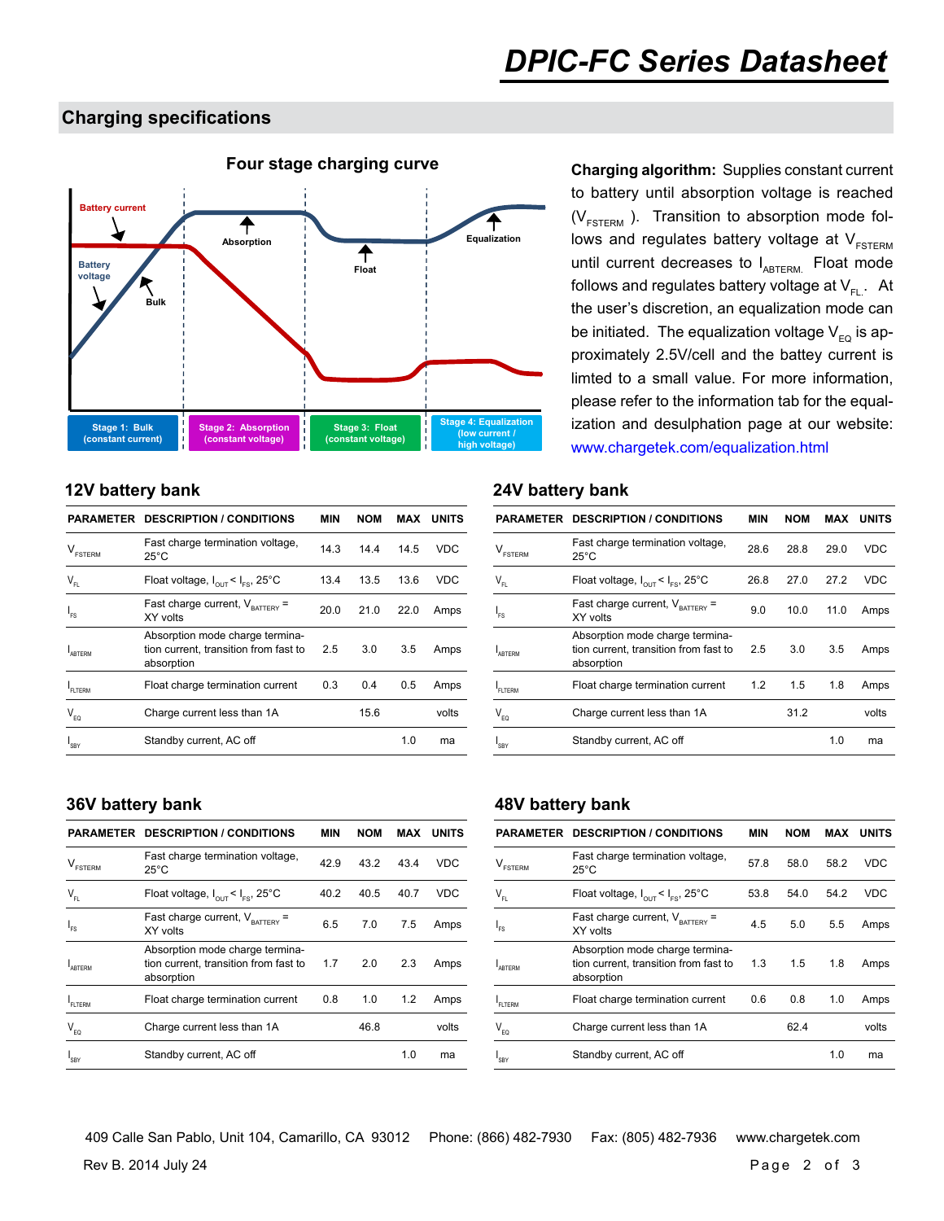## Charging specifications

### Four stage charging curve

Battery current

Battery voltage

Bulk

Absorption

Float

Equalization

Stage 1: Bulk (constant current) | Stage 2: Absorption (constant voltage) | Stage 3: Float (constant voltage) | Stage 4: Equalization (low current / high voltage)

**Charging algorithm:** Supplies constant current to battery until absorption voltage is reached ($V_{FSTERM}$). Transition to absorption mode follows and regulates battery voltage at $V_{FSTERM}$ until current decreases to $I_{ABTERM}$. Float mode follows and regulates battery voltage at $V_{FL}$. At the user's discretion, an equalization mode can be initiated. The equalization voltage $V_{EQ}$ is approximately 2.5V/cell and the battery current is limted to a small value. For more information, please refer to the information tab for the equalization and desulphation page at our website: www.chargetek.com/equalization.html

### 12V battery bank

| PARAMETER | DESCRIPTION / CONDITIONS | MIN | NOM | MAX | UNITS |
|---|---|---|---|---|---|
| $V_{FSTERM}$ | Fast charge termination voltage, 25°C | 14.3 | 14.4 | 14.5 | VDC |
| $V_{FL}$ | Float voltage, $I_{OUT} < I_{FS}$, 25°C | 13.4 | 13.5 | 13.6 | VDC |
| $I_{FS}$ | Fast charge current, $V_{BATTERY}$ = XY volts | 20.0 | 21.0 | 22.0 | Amps |
| $I_{ABTERM}$ | Absorption mode charge termination current, transition from fast to absorption | 2.5 | 3.0 | 3.5 | Amps |
| $I_{FLTERM}$ | Float charge termination current | 0.3 | 0.4 | 0.5 | Amps |
| $V_{EQ}$ | Charge current less than 1A | | 15.6 | | volts |
| $I_{SBY}$ | Standby current, AC off | | | 1.0 | ma |

### 24V battery bank

| PARAMETER | DESCRIPTION / CONDITIONS | MIN | NOM | MAX | UNITS |
|---|---|---|---|---|---|
| $V_{FSTERM}$ | Fast charge termination voltage, 25°C | 28.6 | 28.8 | 29.0 | VDC |
| $V_{FL}$ | Float voltage, $I_{OUT} < I_{FS}$, 25°C | 26.8 | 27.0 | 27.2 | VDC |
| $I_{FS}$ | Fast charge current, $V_{BATTERY}$ = XY volts | 9.0 | 10.0 | 11.0 | Amps |
| $I_{ABTERM}$ | Absorption mode charge termination current, transition from fast to absorption | 2.5 | 3.0 | 3.5 | Amps |
| $I_{FLTERM}$ | Float charge termination current | 1.2 | 1.5 | 1.8 | Amps |
| $V_{EQ}$ | Charge current less than 1A | | 31.2 | | volts |
| $I_{SBY}$ | Standby current, AC off | | | 1.0 | ma |

### 36V battery bank

| PARAMETER | DESCRIPTION / CONDITIONS | MIN | NOM | MAX | UNITS |
|---|---|---|---|---|---|
| $V_{FSTERM}$ | Fast charge termination voltage, 25°C | 42.9 | 43.2 | 43.4 | VDC |
| $V_{FL}$ | Float voltage, $I_{OUT} < I_{FS}$, 25°C | 40.2 | 40.5 | 40.7 | VDC |
| $I_{FS}$ | Fast charge current, $V_{BATTERY}$ = XY volts | 6.5 | 7.0 | 7.5 | Amps |
| $I_{ABTERM}$ | Absorption mode charge termination current, transition from fast to absorption | 1.7 | 2.0 | 2.3 | Amps |
| $I_{FLTERM}$ | Float charge termination current | 0.8 | 1.0 | 1.2 | Amps |
| $V_{EQ}$ | Charge current less than 1A | | 46.8 | | volts |
| $I_{SBY}$ | Standby current, AC off | | | 1.0 | ma |

### 48V battery bank

| PARAMETER | DESCRIPTION / CONDITIONS | MIN | NOM | MAX | UNITS |
|---|---|---|---|---|---|
| $V_{FSTERM}$ | Fast charge termination voltage, 25°C | 57.8 | 58.0 | 58.2 | VDC |
| $V_{FL}$ | Float voltage, $I_{OUT} < I_{FS}$, 25°C | 53.8 | 54.0 | 54.2 | VDC |
| $I_{FS}$ | Fast charge current, $V_{BATTERY}$ = XY volts | 4.5 | 5.0 | 5.5 | Amps |
| $I_{ABTERM}$ | Absorption mode charge termination current, transition from fast to absorption | 1.3 | 1.5 | 1.8 | Amps |
| $I_{FLTERM}$ | Float charge termination current | 0.6 | 0.8 | 1.0 | Amps |
| $V_{EQ}$ | Charge current less than 1A | | 62.4 | | volts |
| $I_{SBY}$ | Standby current, AC off | | | 1.0 | ma |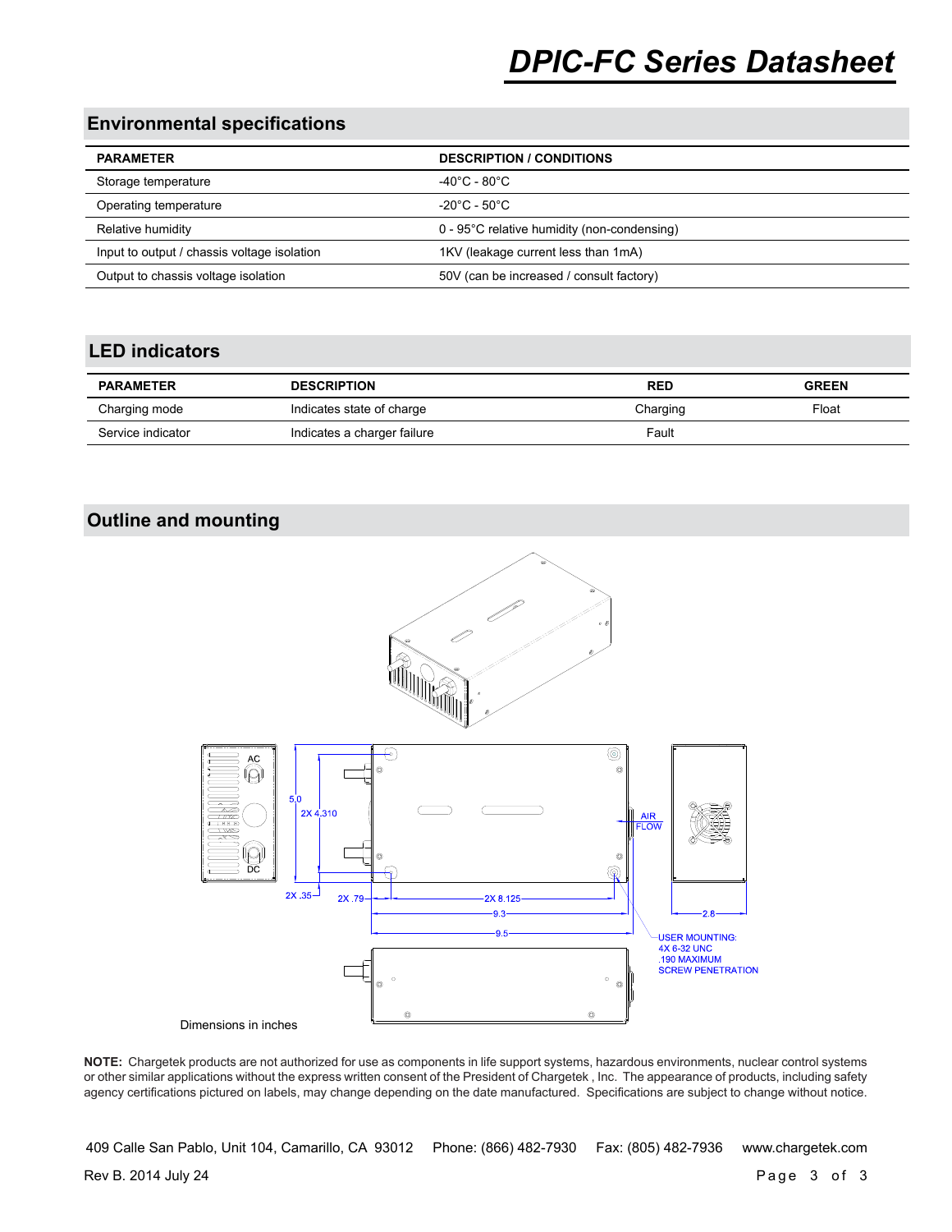# DPIC-FC Series Datasheet

## Environmental specifications

| PARAMETER | DESCRIPTION / CONDITIONS |
|---|---|
| Storage temperature | -40°C - 80°C |
| Operating temperature | -20°C - 50°C |
| Relative humidity | 0 - 95°C relative humidity (non-condensing) |
| Input to output / chassis voltage isolation | 1KV (leakage current less than 1mA) |
| Output to chassis voltage isolation | 50V (can be increased / consult factory) |

## LED indicators

| PARAMETER | DESCRIPTION | RED | GREEN |
|---|---|---|---|
| Charging mode | Indicates state of charge | Charging | Float |
| Service indicator | Indicates a charger failure | Fault | |

## Outline and mounting

AC

DC

5.0

2X 4.310

2X .35

2X .79

2X 8.125

9.3

9.5

AIR FLOW

2.8

USER MOUNTING:
4X 6-32 UNC
.190 MAXIMUM
SCREW PENETRATION

Dimensions in inches

**NOTE:** Chargetek products are not authorized for use as components in life support systems, hazardous environments, nuclear control systems or other similar applications without the express written consent of the President of Chargetek , Inc. The appearance of products, including safety agency certifications pictured on labels, may change depending on the date manufactured. Specifications are subject to change without notice.

409 Calle San Pablo, Unit 104, Camarillo, CA 93012 Phone: (866) 482-7930 Fax: (805) 482-7936 www.chargetek.com

Rev B. 2014 July 24